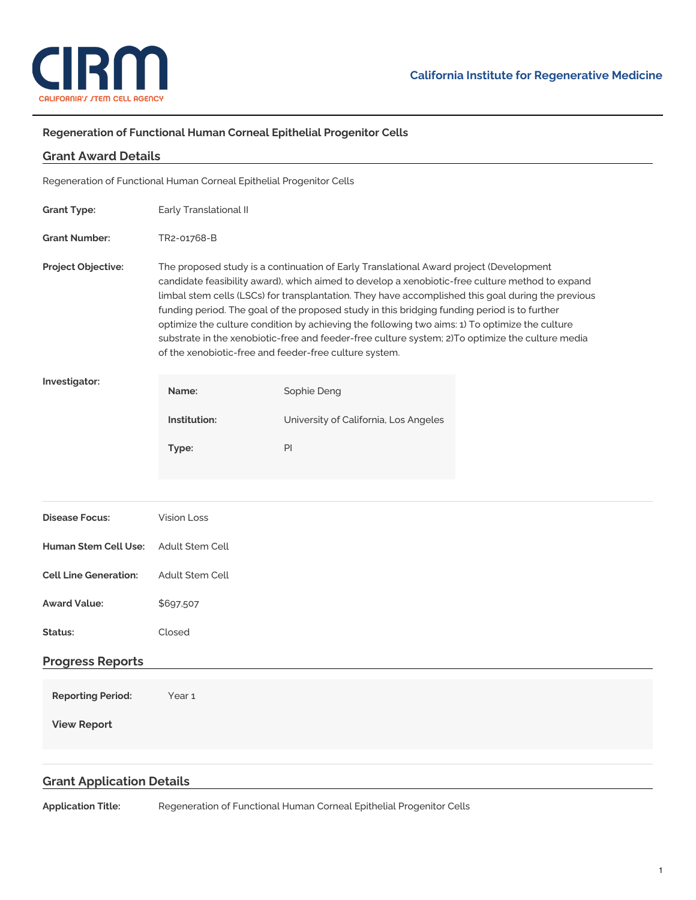# Regeneration of Functional Human Corneal Epithelial Progenitor Cells

## Grant Award Details

Regeneration of Functional Human Corneal Epithelial Progenitor Cells

**Grant Type:** Early Translational II

**Grant Number:** TR2-01768-B

**Project Objective:** The proposed study is a continuation of Early Translational Award project (Development candidate feasibility award), which aimed to develop a xenobiotic-free culture method to expand limbal stem cells (LSCs) for transplantation. They have accomplished this goal during the previous funding period. The goal of the proposed study in this bridging funding period is to further optimize the culture condition by achieving the following two aims: 1) To optimize the culture substrate in the xenobiotic-free and feeder-free culture system; 2)To optimize the culture media of the xenobiotic-free and feeder-free culture system.

**Investigator:**

| | |
|---|---|
| **Name:** | Sophie Deng |
| **Institution:** | University of California, Los Angeles |
| **Type:** | PI |

**Disease Focus:** Vision Loss

**Human Stem Cell Use:** Adult Stem Cell

**Cell Line Generation:** Adult Stem Cell

**Award Value:** $697,507

**Status:** Closed

## Progress Reports

**Reporting Period:** Year 1

**View Report**

## Grant Application Details

**Application Title:** Regeneration of Functional Human Corneal Epithelial Progenitor Cells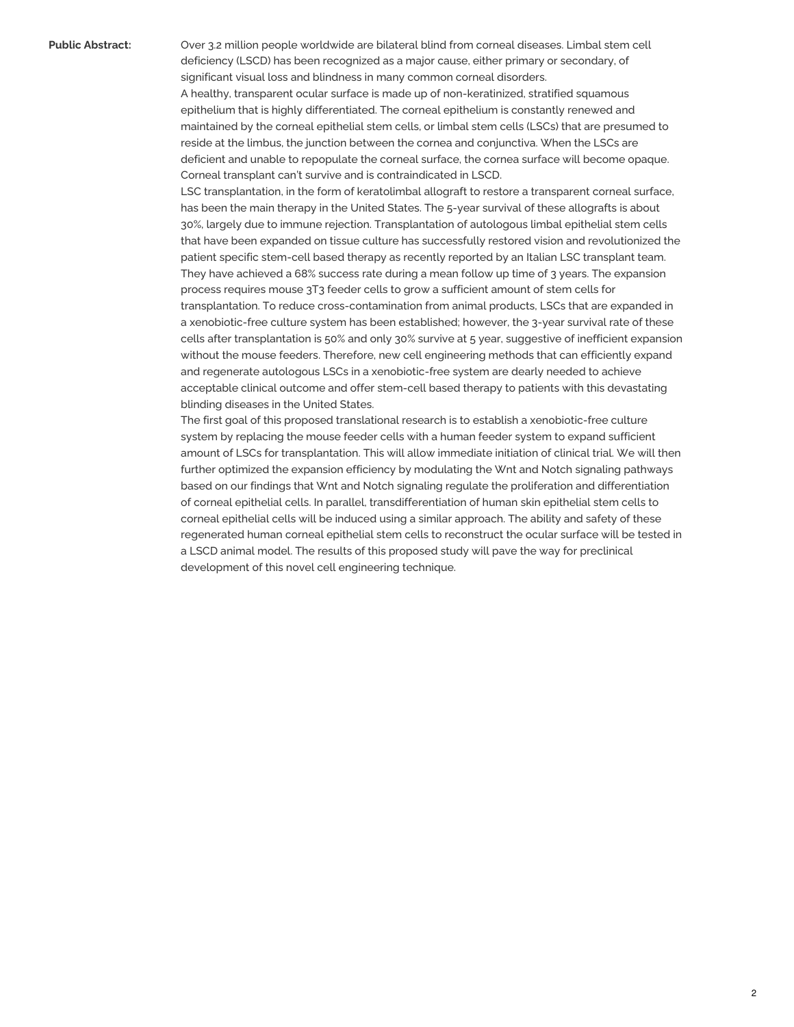**Public Abstract:**

Over 3.2 million people worldwide are bilateral blind from corneal diseases. Limbal stem cell deficiency (LSCD) has been recognized as a major cause, either primary or secondary, of significant visual loss and blindness in many common corneal disorders.

A healthy, transparent ocular surface is made up of non-keratinized, stratified squamous epithelium that is highly differentiated. The corneal epithelium is constantly renewed and maintained by the corneal epithelial stem cells, or limbal stem cells (LSCs) that are presumed to reside at the limbus, the junction between the cornea and conjunctiva. When the LSCs are deficient and unable to repopulate the corneal surface, the cornea surface will become opaque. Corneal transplant can't survive and is contraindicated in LSCD.

LSC transplantation, in the form of keratolimbal allograft to restore a transparent corneal surface, has been the main therapy in the United States. The 5-year survival of these allografts is about 30%, largely due to immune rejection. Transplantation of autologous limbal epithelial stem cells that have been expanded on tissue culture has successfully restored vision and revolutionized the patient specific stem-cell based therapy as recently reported by an Italian LSC transplant team. They have achieved a 68% success rate during a mean follow up time of 3 years. The expansion process requires mouse 3T3 feeder cells to grow a sufficient amount of stem cells for transplantation. To reduce cross-contamination from animal products, LSCs that are expanded in a xenobiotic-free culture system has been established; however, the 3-year survival rate of these cells after transplantation is 50% and only 30% survive at 5 year, suggestive of inefficient expansion without the mouse feeders. Therefore, new cell engineering methods that can efficiently expand and regenerate autologous LSCs in a xenobiotic-free system are dearly needed to achieve acceptable clinical outcome and offer stem-cell based therapy to patients with this devastating blinding diseases in the United States.

The first goal of this proposed translational research is to establish a xenobiotic-free culture system by replacing the mouse feeder cells with a human feeder system to expand sufficient amount of LSCs for transplantation. This will allow immediate initiation of clinical trial. We will then further optimized the expansion efficiency by modulating the Wnt and Notch signaling pathways based on our findings that Wnt and Notch signaling regulate the proliferation and differentiation of corneal epithelial cells. In parallel, transdifferentiation of human skin epithelial stem cells to corneal epithelial cells will be induced using a similar approach. The ability and safety of these regenerated human corneal epithelial stem cells to reconstruct the ocular surface will be tested in a LSCD animal model. The results of this proposed study will pave the way for preclinical development of this novel cell engineering technique.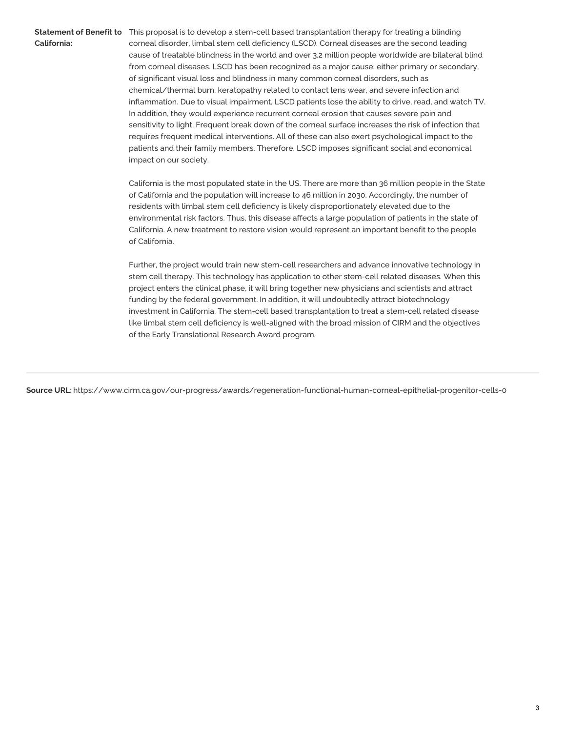**Statement of Benefit to California:**

This proposal is to develop a stem-cell based transplantation therapy for treating a blinding corneal disorder, limbal stem cell deficiency (LSCD). Corneal diseases are the second leading cause of treatable blindness in the world and over 3.2 million people worldwide are bilateral blind from corneal diseases. LSCD has been recognized as a major cause, either primary or secondary, of significant visual loss and blindness in many common corneal disorders, such as chemical/thermal burn, keratopathy related to contact lens wear, and severe infection and inflammation. Due to visual impairment, LSCD patients lose the ability to drive, read, and watch TV. In addition, they would experience recurrent corneal erosion that causes severe pain and sensitivity to light. Frequent break down of the corneal surface increases the risk of infection that requires frequent medical interventions. All of these can also exert psychological impact to the patients and their family members. Therefore, LSCD imposes significant social and economical impact on our society.

California is the most populated state in the US. There are more than 36 million people in the State of California and the population will increase to 46 million in 2030. Accordingly, the number of residents with limbal stem cell deficiency is likely disproportionately elevated due to the environmental risk factors. Thus, this disease affects a large population of patients in the state of California. A new treatment to restore vision would represent an important benefit to the people of California.

Further, the project would train new stem-cell researchers and advance innovative technology in stem cell therapy. This technology has application to other stem-cell related diseases. When this project enters the clinical phase, it will bring together new physicians and scientists and attract funding by the federal government. In addition, it will undoubtedly attract biotechnology investment in California. The stem-cell based transplantation to treat a stem-cell related disease like limbal stem cell deficiency is well-aligned with the broad mission of CIRM and the objectives of the Early Translational Research Award program.

---

**Source URL:** https://www.cirm.ca.gov/our-progress/awards/regeneration-functional-human-corneal-epithelial-progenitor-cells-0